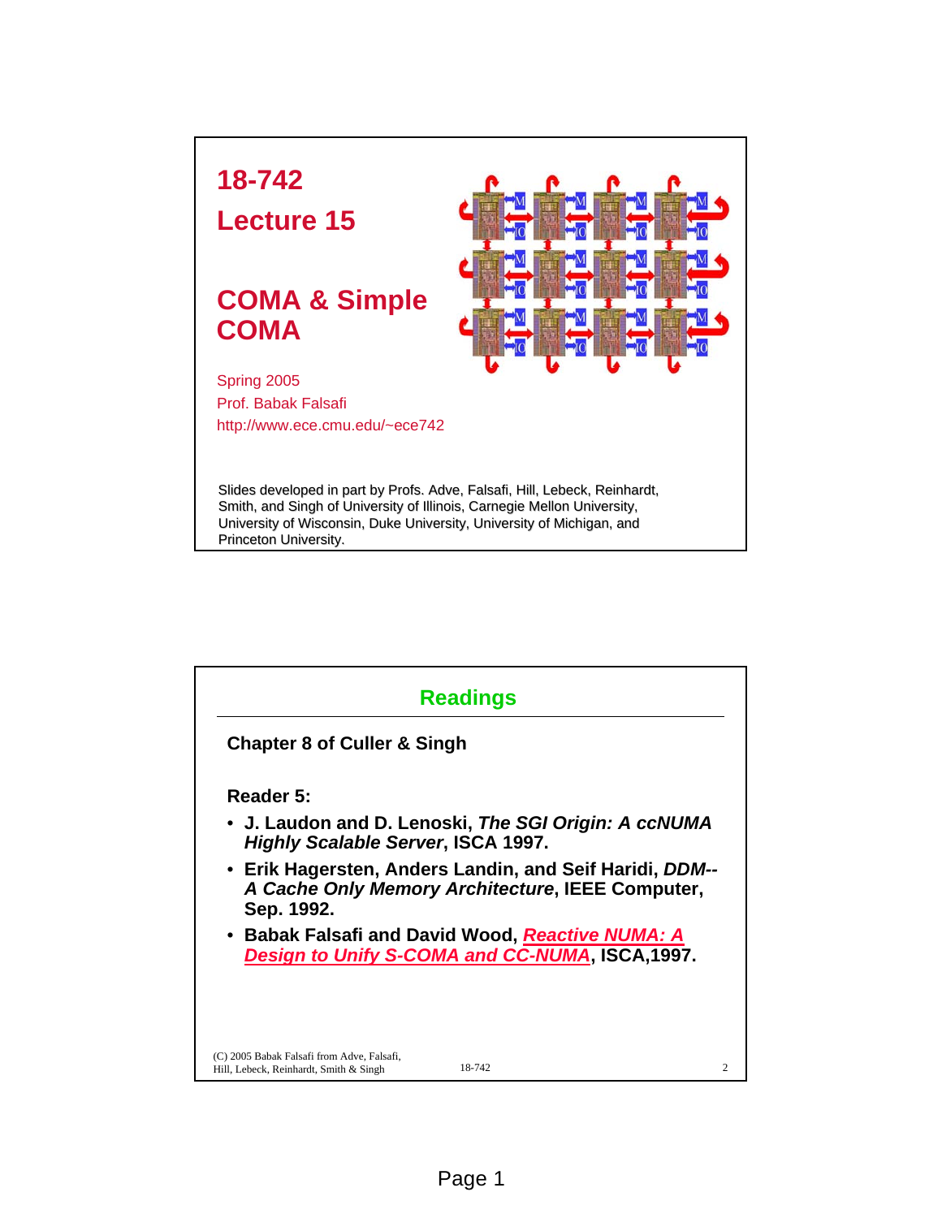# 18-742

## Lecture 15

## COMA & Simple COMA

Spring 2005
Prof. Babak Falsafi
http://www.ece.cmu.edu/~ece742

Slides developed in part by Profs. Adve, Falsafi, Hill, Lebeck, Reinhardt, Smith, and Singh of University of Illinois, Carnegie Mellon University, University of Wisconsin, Duke University, University of Michigan, and Princeton University.

## Readings

**Chapter 8 of Culler & Singh**

**Reader 5:**

- **J. Laudon and D. Lenoski, *The SGI Origin: A ccNUMA Highly Scalable Server*, ISCA 1997.**
- **Erik Hagersten, Anders Landin, and Seif Haridi, *DDM-- A Cache Only Memory Architecture*, IEEE Computer, Sep. 1992.**
- **Babak Falsafi and David Wood, *Reactive NUMA: A Design to Unify S-COMA and CC-NUMA*, ISCA,1997.**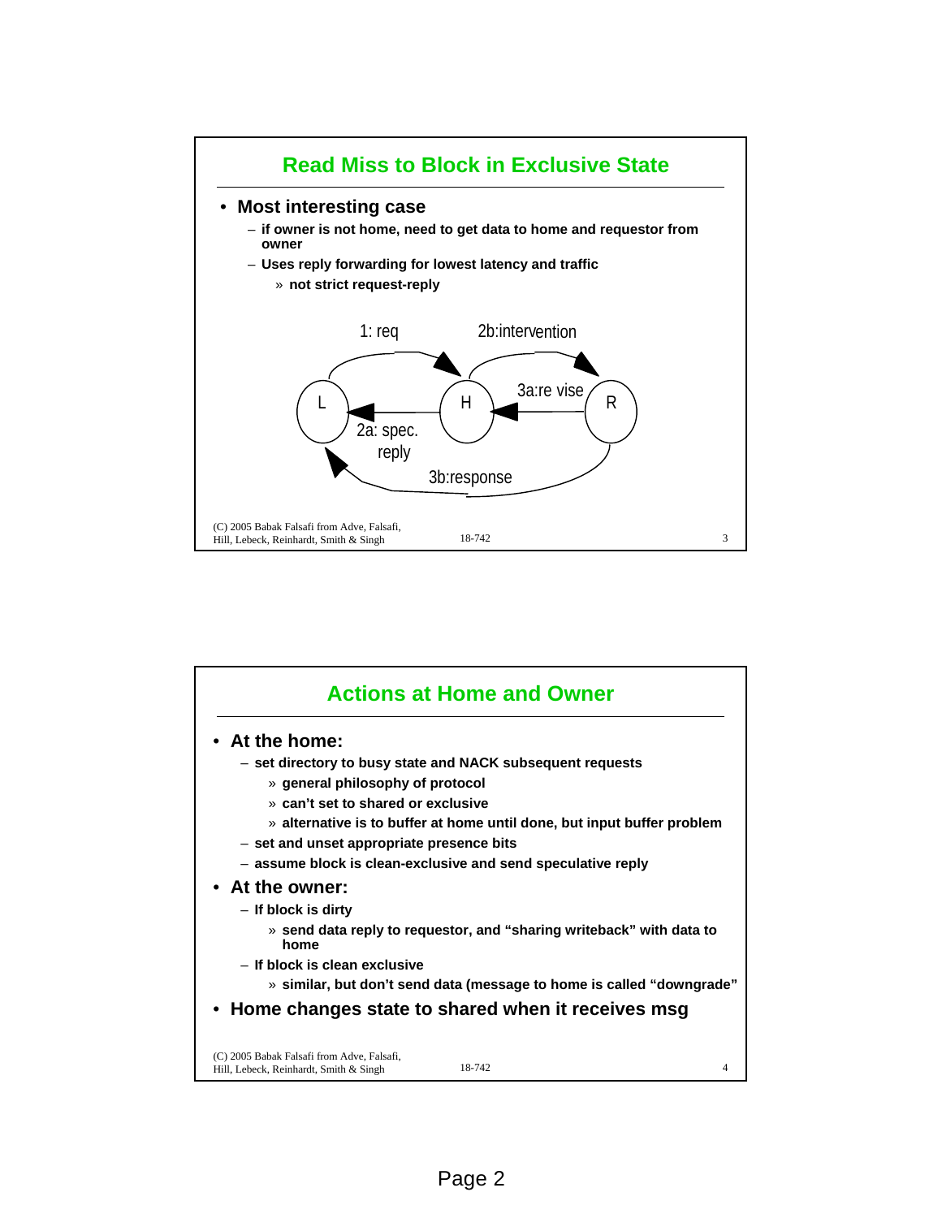## Read Miss to Block in Exclusive State

- **Most interesting case**
  - **if owner is not home, need to get data to home and requestor from owner**
  - **Uses reply forwarding for lowest latency and traffic**
    - » **not strict request-reply**

1: req

2b:intervention

L

H

3a:re vise

R

2a: spec. reply

3b:response

## Actions at Home and Owner

- **At the home:**
  - **set directory to busy state and NACK subsequent requests**
    - » **general philosophy of protocol**
    - » **can't set to shared or exclusive**
    - » **alternative is to buffer at home until done, but input buffer problem**
  - **set and unset appropriate presence bits**
  - **assume block is clean-exclusive and send speculative reply**
- **At the owner:**
  - **If block is dirty**
    - » **send data reply to requestor, and "sharing writeback" with data to home**
  - **If block is clean exclusive**
    - » **similar, but don't send data (message to home is called "downgrade"**
- **Home changes state to shared when it receives msg**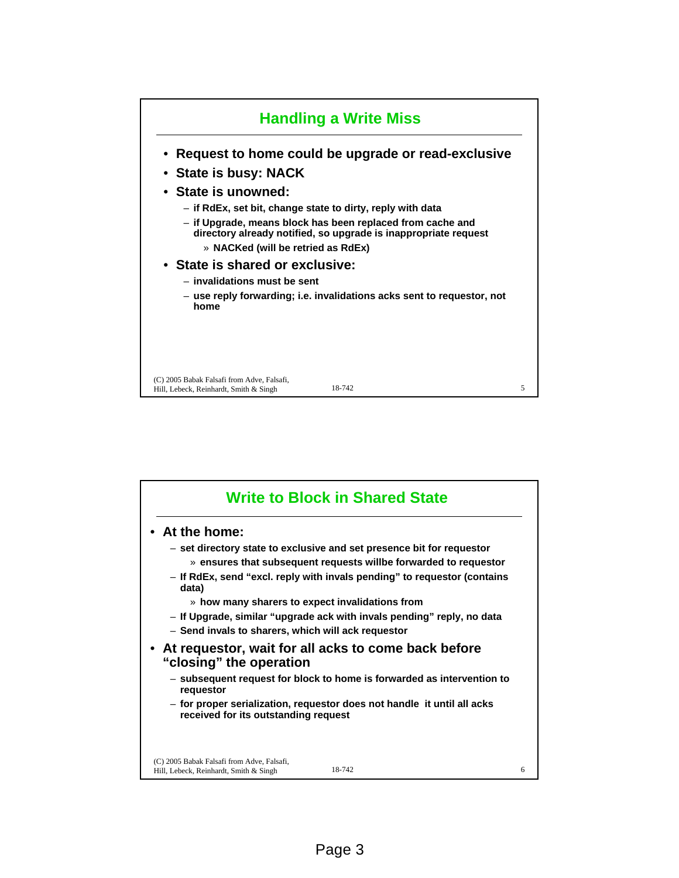## Handling a Write Miss

- **Request to home could be upgrade or read-exclusive**
- **State is busy: NACK**
- **State is unowned:**
  - **if RdEx, set bit, change state to dirty, reply with data**
  - **if Upgrade, means block has been replaced from cache and directory already notified, so upgrade is inappropriate request**
    - **NACKed (will be retried as RdEx)**
- **State is shared or exclusive:**
  - **invalidations must be sent**
  - **use reply forwarding; i.e. invalidations acks sent to requestor, not home**

(C) 2005 Babak Falsafi from Adve, Falsafi, Hill, Lebeck, Reinhardt, Smith & Singh

## Write to Block in Shared State

- **At the home:**
  - **set directory state to exclusive and set presence bit for requestor**
    - **ensures that subsequent requests willbe forwarded to requestor**
  - **If RdEx, send "excl. reply with invals pending" to requestor (contains data)**
    - **how many sharers to expect invalidations from**
  - **If Upgrade, similar "upgrade ack with invals pending" reply, no data**
  - **Send invals to sharers, which will ack requestor**
- **At requestor, wait for all acks to come back before "closing" the operation**
  - **subsequent request for block to home is forwarded as intervention to requestor**
  - **for proper serialization, requestor does not handle it until all acks received for its outstanding request**

(C) 2005 Babak Falsafi from Adve, Falsafi, Hill, Lebeck, Reinhardt, Smith & Singh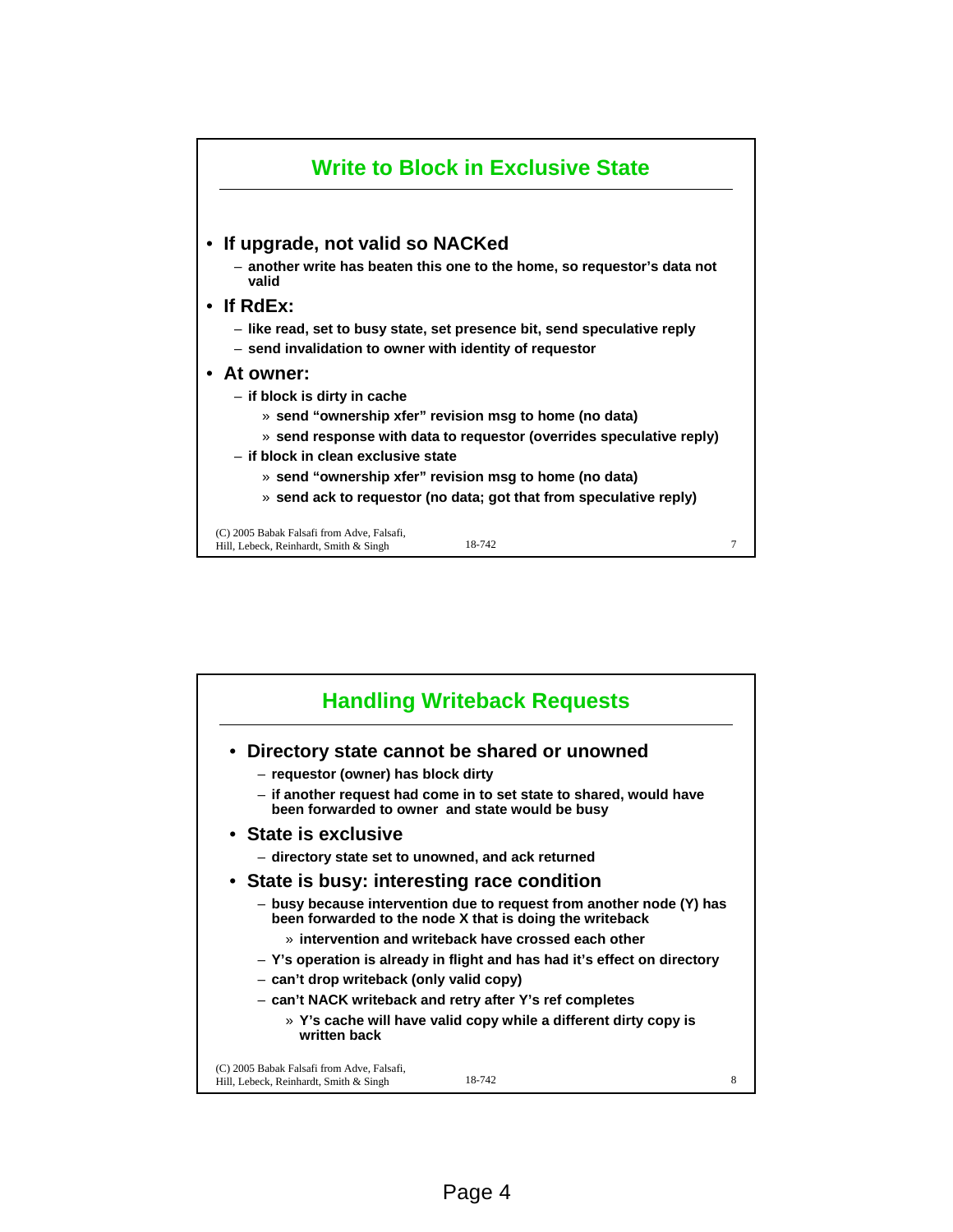## Write to Block in Exclusive State

- **If upgrade, not valid so NACKed**
  - another write has beaten this one to the home, so requestor's data not valid
- **If RdEx:**
  - like read, set to busy state, set presence bit, send speculative reply
  - send invalidation to owner with identity of requestor
- **At owner:**
  - if block is dirty in cache
    - send "ownership xfer" revision msg to home (no data)
    - send response with data to requestor (overrides speculative reply)
  - if block in clean exclusive state
    - send "ownership xfer" revision msg to home (no data)
    - send ack to requestor (no data; got that from speculative reply)

(C) 2005 Babak Falsafi from Adve, Falsafi, Hill, Lebeck, Reinhardt, Smith & Singh

## Handling Writeback Requests

- **Directory state cannot be shared or unowned**
  - requestor (owner) has block dirty
  - if another request had come in to set state to shared, would have been forwarded to owner and state would be busy
- **State is exclusive**
  - directory state set to unowned, and ack returned
- **State is busy: interesting race condition**
  - busy because intervention due to request from another node (Y) has been forwarded to the node X that is doing the writeback
    - intervention and writeback have crossed each other
  - Y's operation is already in flight and has had it's effect on directory
  - can't drop writeback (only valid copy)
  - can't NACK writeback and retry after Y's ref completes
    - Y's cache will have valid copy while a different dirty copy is written back

(C) 2005 Babak Falsafi from Adve, Falsafi, Hill, Lebeck, Reinhardt, Smith & Singh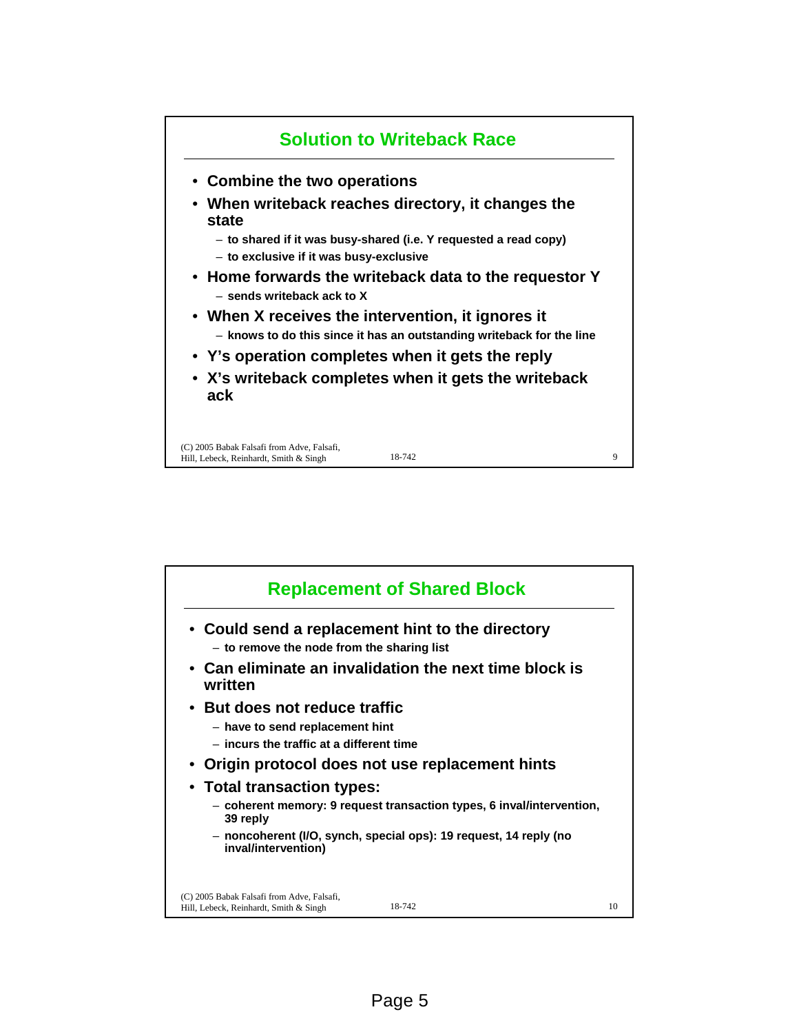## Solution to Writeback Race

- **Combine the two operations**
- **When writeback reaches directory, it changes the state**
  - to shared if it was busy-shared (i.e. Y requested a read copy)
  - to exclusive if it was busy-exclusive
- **Home forwards the writeback data to the requestor Y**
  - sends writeback ack to X
- **When X receives the intervention, it ignores it**
  - knows to do this since it has an outstanding writeback for the line
- **Y's operation completes when it gets the reply**
- **X's writeback completes when it gets the writeback ack**

(C) 2005 Babak Falsafi from Adve, Falsafi, Hill, Lebeck, Reinhardt, Smith & Singh — 18-742

## Replacement of Shared Block

- **Could send a replacement hint to the directory**
  - to remove the node from the sharing list
- **Can eliminate an invalidation the next time block is written**
- **But does not reduce traffic**
  - have to send replacement hint
  - incurs the traffic at a different time
- **Origin protocol does not use replacement hints**
- **Total transaction types:**
  - coherent memory: 9 request transaction types, 6 inval/intervention, 39 reply
  - noncoherent (I/O, synch, special ops): 19 request, 14 reply (no inval/intervention)

(C) 2005 Babak Falsafi from Adve, Falsafi, Hill, Lebeck, Reinhardt, Smith & Singh — 18-742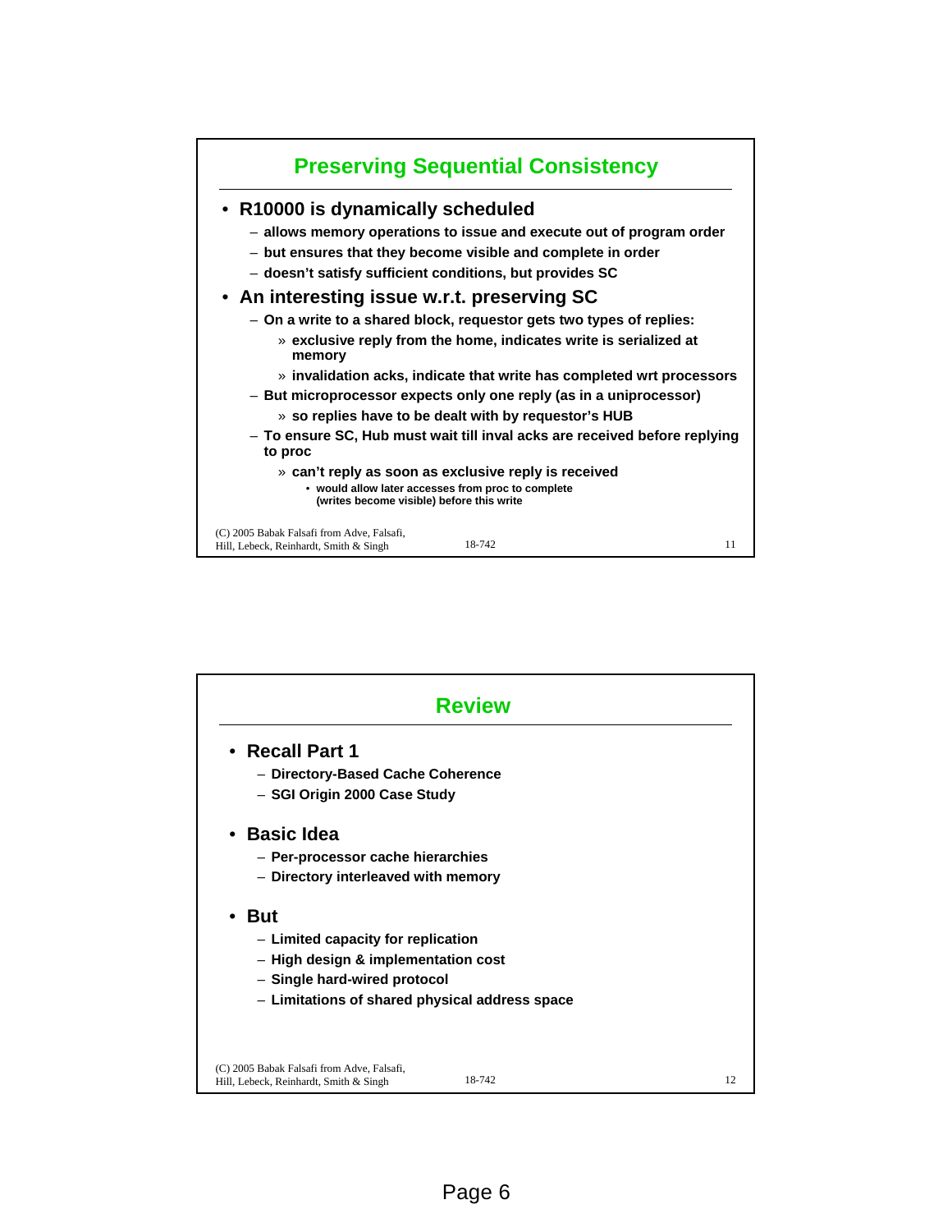## Preserving Sequential Consistency

- **R10000 is dynamically scheduled**
  - allows memory operations to issue and execute out of program order
  - but ensures that they become visible and complete in order
  - doesn't satisfy sufficient conditions, but provides SC
- **An interesting issue w.r.t. preserving SC**
  - On a write to a shared block, requestor gets two types of replies:
    - » exclusive reply from the home, indicates write is serialized at memory
    - » invalidation acks, indicate that write has completed wrt processors
  - But microprocessor expects only one reply (as in a uniprocessor)
    - » so replies have to be dealt with by requestor's HUB
  - To ensure SC, Hub must wait till inval acks are received before replying to proc
    - » can't reply as soon as exclusive reply is received
      - would allow later accesses from proc to complete (writes become visible) before this write

## Review

- **Recall Part 1**
  - Directory-Based Cache Coherence
  - SGI Origin 2000 Case Study
- **Basic Idea**
  - Per-processor cache hierarchies
  - Directory interleaved with memory
- **But**
  - Limited capacity for replication
  - High design & implementation cost
  - Single hard-wired protocol
  - Limitations of shared physical address space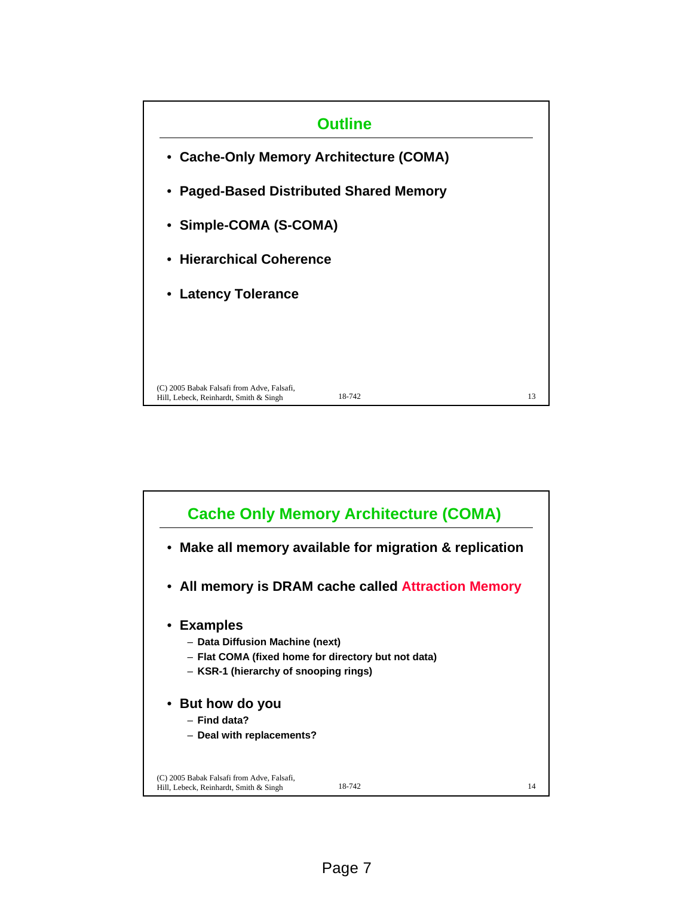## Outline

- Cache-Only Memory Architecture (COMA)
- Paged-Based Distributed Shared Memory
- Simple-COMA (S-COMA)
- Hierarchical Coherence
- Latency Tolerance

## Cache Only Memory Architecture (COMA)

- Make all memory available for migration & replication
- All memory is DRAM cache called Attraction Memory
- Examples
  - Data Diffusion Machine (next)
  - Flat COMA (fixed home for directory but not data)
  - KSR-1 (hierarchy of snooping rings)
- But how do you
  - Find data?
  - Deal with replacements?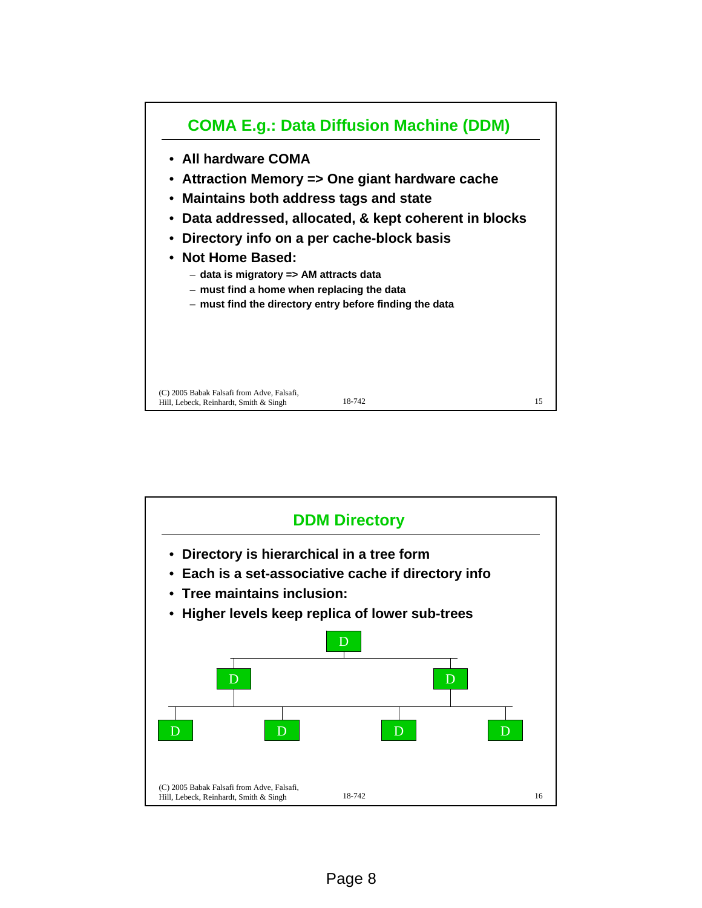## COMA E.g.: Data Diffusion Machine (DDM)

- **All hardware COMA**
- **Attraction Memory => One giant hardware cache**
- **Maintains both address tags and state**
- **Data addressed, allocated, & kept coherent in blocks**
- **Directory info on a per cache-block basis**
- **Not Home Based:**
  - **data is migratory => AM attracts data**
  - **must find a home when replacing the data**
  - **must find the directory entry before finding the data**

(C) 2005 Babak Falsafi from Adve, Falsafi, Hill, Lebeck, Reinhardt, Smith & Singh

18-742

## DDM Directory

- **Directory is hierarchical in a tree form**
- **Each is a set-associative cache if directory info**
- **Tree maintains inclusion:**
- **Higher levels keep replica of lower sub-trees**

D

D D

D D D D

(C) 2005 Babak Falsafi from Adve, Falsafi, Hill, Lebeck, Reinhardt, Smith & Singh

18-742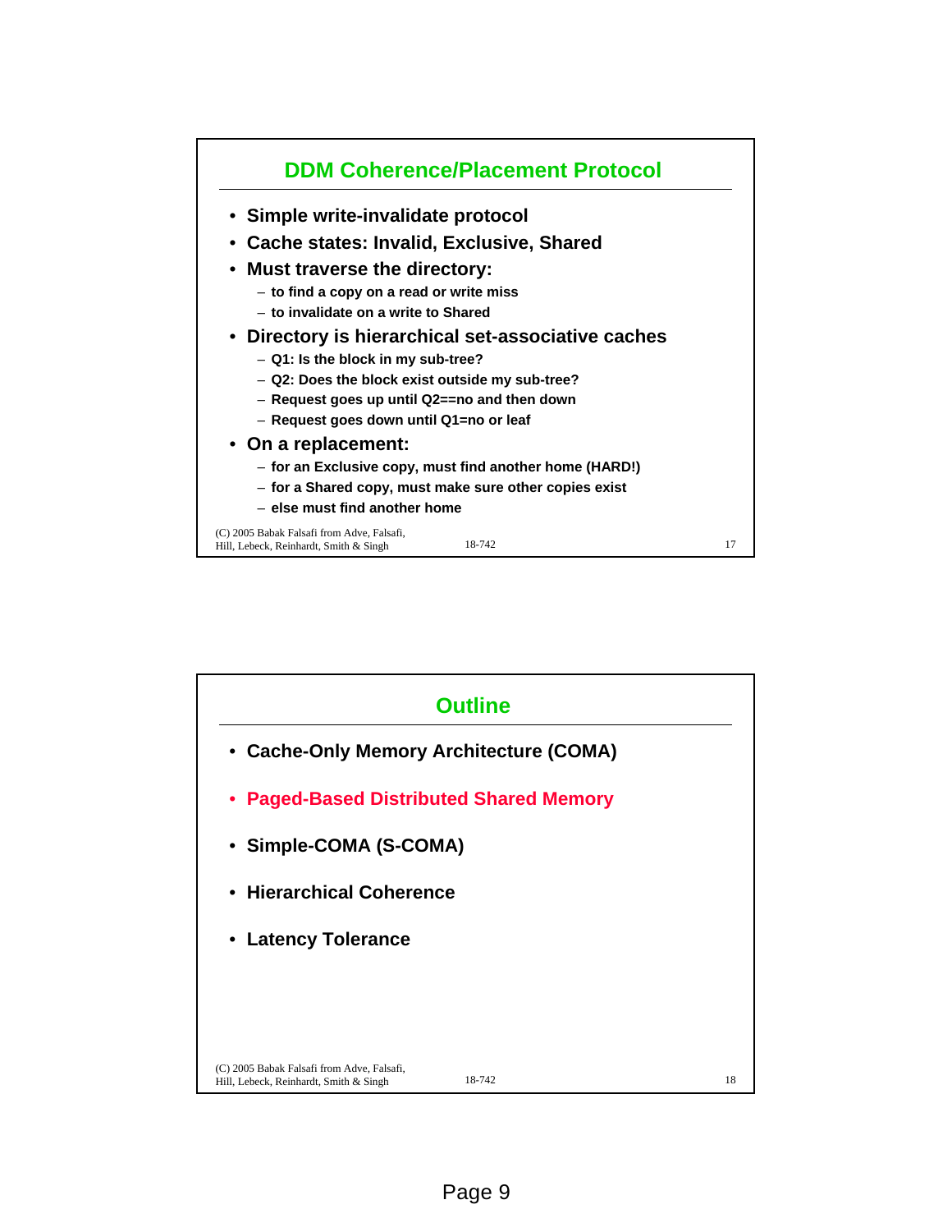## DDM Coherence/Placement Protocol

- **Simple write-invalidate protocol**
- **Cache states: Invalid, Exclusive, Shared**
- **Must traverse the directory:**
  - to find a copy on a read or write miss
  - to invalidate on a write to Shared
- **Directory is hierarchical set-associative caches**
  - Q1: Is the block in my sub-tree?
  - Q2: Does the block exist outside my sub-tree?
  - Request goes up until Q2==no and then down
  - Request goes down until Q1=no or leaf
- **On a replacement:**
  - for an Exclusive copy, must find another home (HARD!)
  - for a Shared copy, must make sure other copies exist
  - else must find another home

(C) 2005 Babak Falsafi from Adve, Falsafi, Hill, Lebeck, Reinhardt, Smith & Singh — 18-742

## Outline

- **Cache-Only Memory Architecture (COMA)**
- **Paged-Based Distributed Shared Memory**
- **Simple-COMA (S-COMA)**
- **Hierarchical Coherence**
- **Latency Tolerance**

(C) 2005 Babak Falsafi from Adve, Falsafi, Hill, Lebeck, Reinhardt, Smith & Singh — 18-742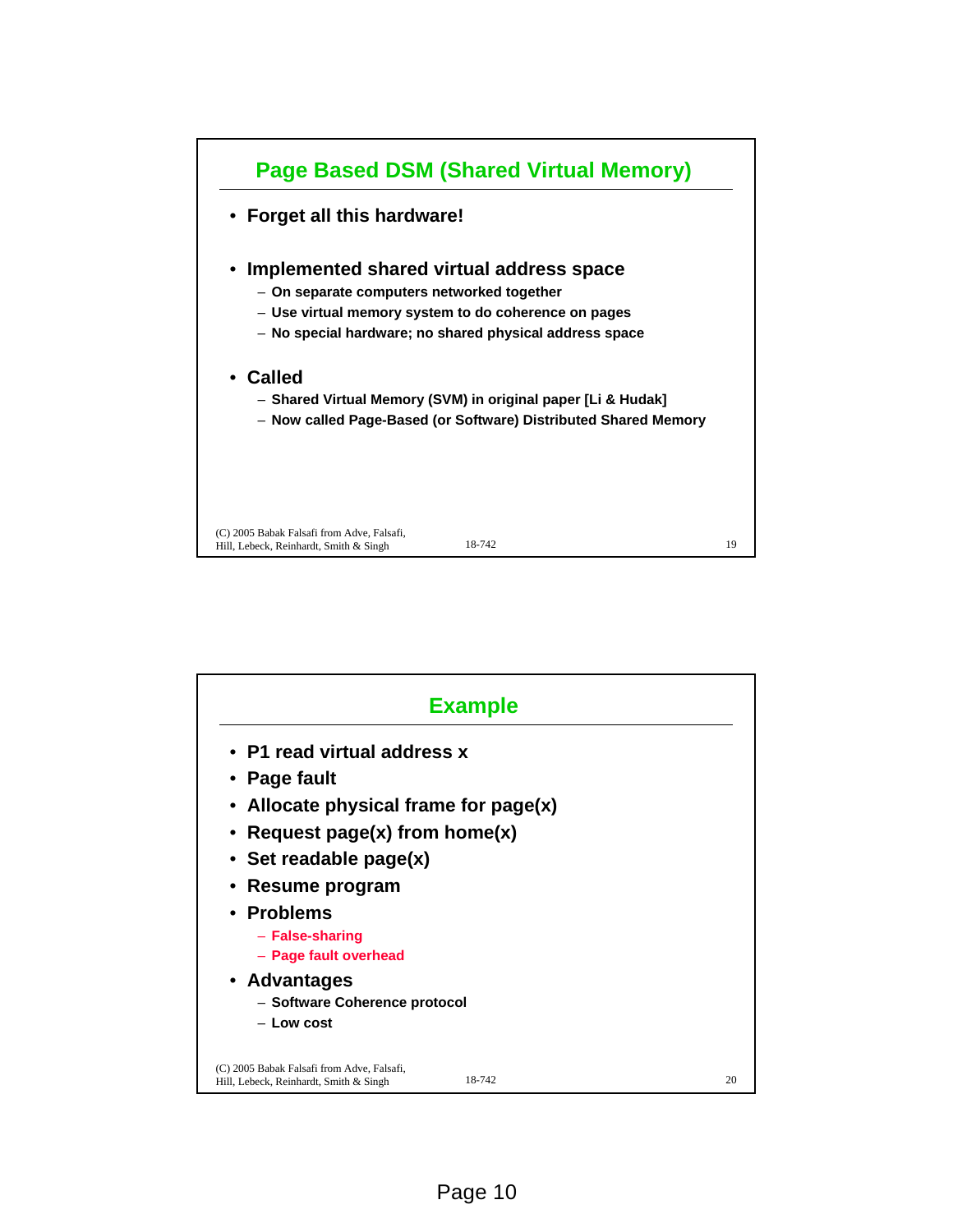## Page Based DSM (Shared Virtual Memory)

- Forget all this hardware!
- Implemented shared virtual address space
  - On separate computers networked together
  - Use virtual memory system to do coherence on pages
  - No special hardware; no shared physical address space
- Called
  - Shared Virtual Memory (SVM) in original paper [Li & Hudak]
  - Now called Page-Based (or Software) Distributed Shared Memory

## Example

- P1 read virtual address x
- Page fault
- Allocate physical frame for page(x)
- Request page(x) from home(x)
- Set readable page(x)
- Resume program
- Problems
  - False-sharing
  - Page fault overhead
- Advantages
  - Software Coherence protocol
  - Low cost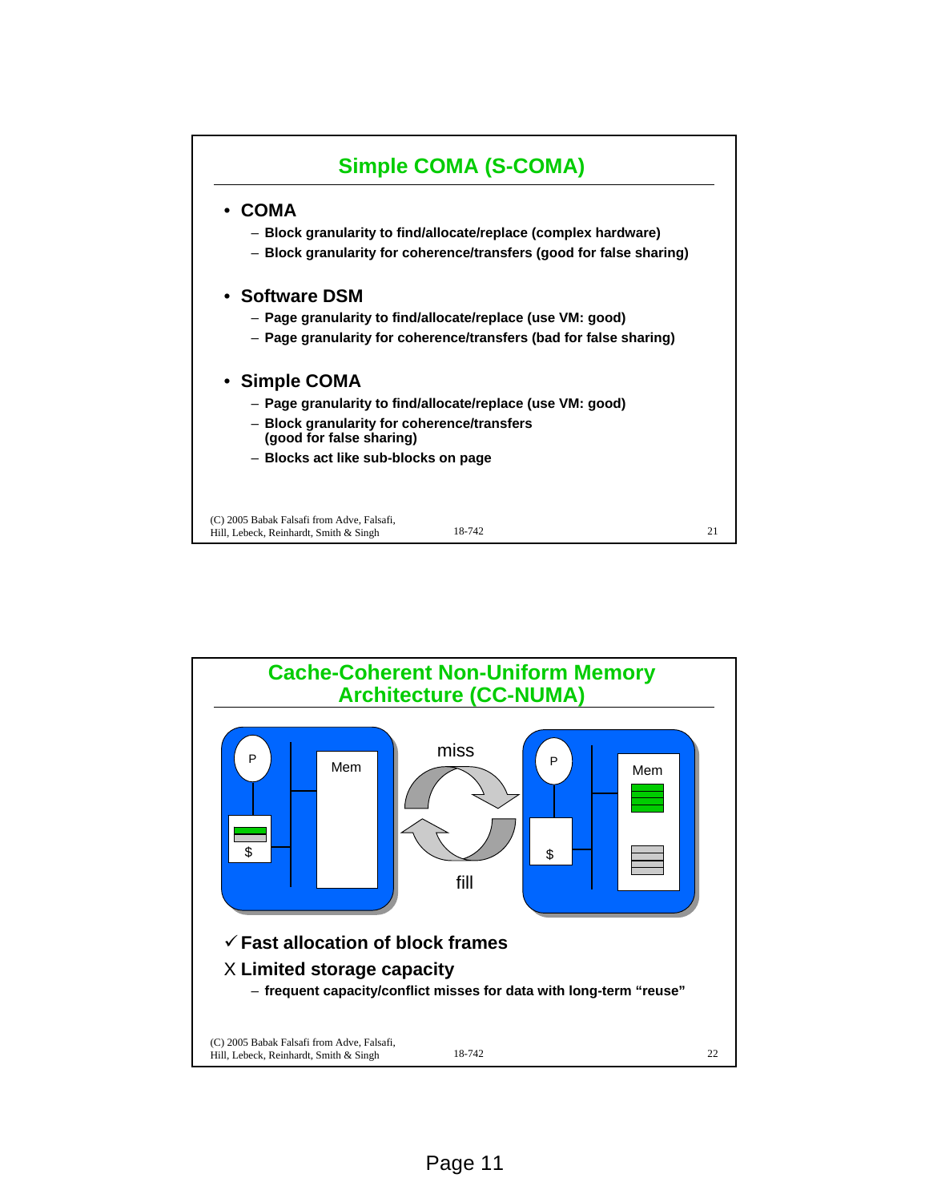## Simple COMA (S-COMA)

- **COMA**
  - Block granularity to find/allocate/replace (complex hardware)
  - Block granularity for coherence/transfers (good for false sharing)

- **Software DSM**
  - Page granularity to find/allocate/replace (use VM: good)
  - Page granularity for coherence/transfers (bad for false sharing)

- **Simple COMA**
  - Page granularity to find/allocate/replace (use VM: good)
  - Block granularity for coherence/transfers (good for false sharing)
  - Blocks act like sub-blocks on page

(C) 2005 Babak Falsafi from Adve, Falsafi, Hill, Lebeck, Reinhardt, Smith & Singh — 18-742

## Cache-Coherent Non-Uniform Memory Architecture (CC-NUMA)

P — $ — Mem ⟷ (miss / fill) ⟷ P — $ — Mem

✓ **Fast allocation of block frames**

X **Limited storage capacity**
  - frequent capacity/conflict misses for data with long-term "reuse"

(C) 2005 Babak Falsafi from Adve, Falsafi, Hill, Lebeck, Reinhardt, Smith & Singh — 18-742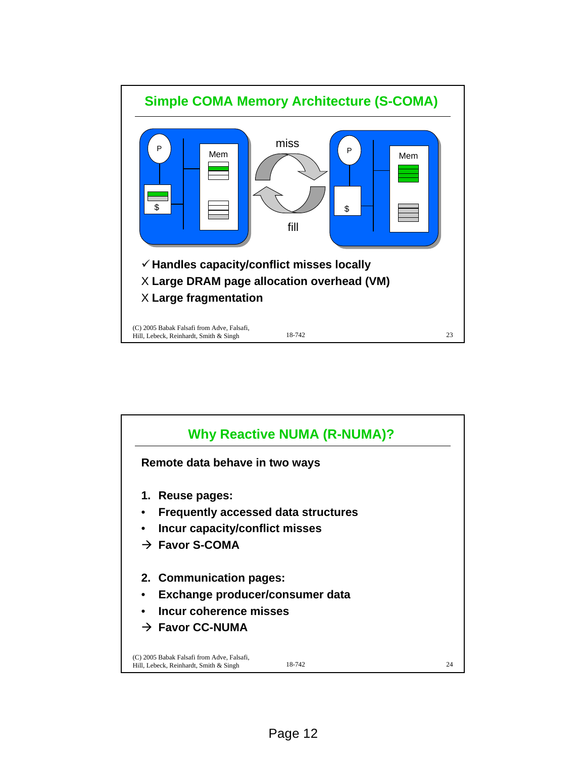## Simple COMA Memory Architecture (S-COMA)

P — $ — Mem | miss / fill | P — $ — Mem

✓ **Handles capacity/conflict misses locally**

X **Large DRAM page allocation overhead (VM)**

X **Large fragmentation**

## Why Reactive NUMA (R-NUMA)?

**Remote data behave in two ways**

1. **Reuse pages:**
   - **Frequently accessed data structures**
   - **Incur capacity/conflict misses**
   - → **Favor S-COMA**

2. **Communication pages:**
   - **Exchange producer/consumer data**
   - **Incur coherence misses**
   - → **Favor CC-NUMA**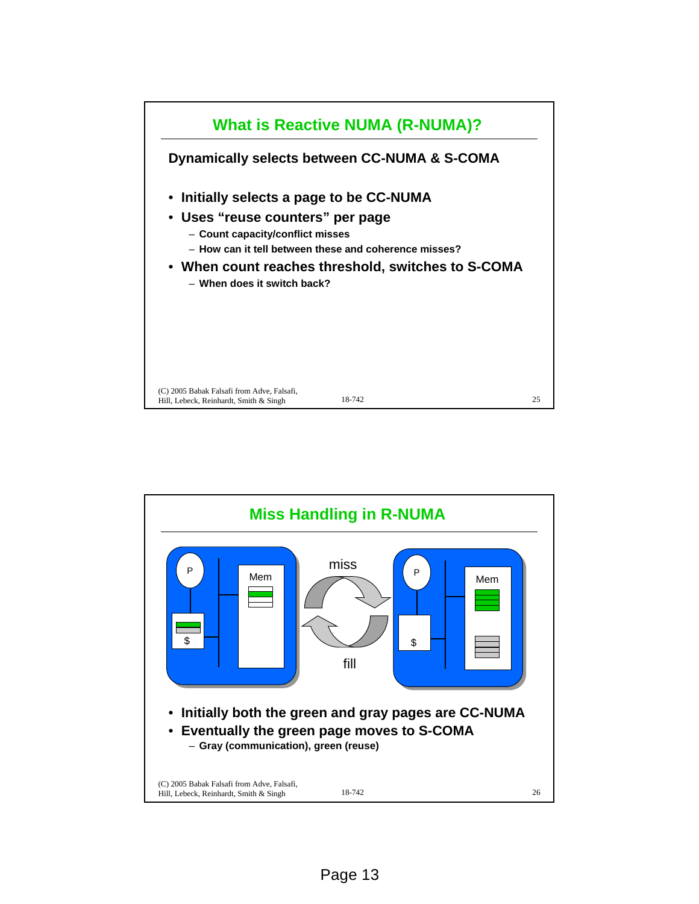## What is Reactive NUMA (R-NUMA)?

**Dynamically selects between CC-NUMA & S-COMA**

- **Initially selects a page to be CC-NUMA**
- **Uses "reuse counters" per page**
  - **Count capacity/conflict misses**
  - **How can it tell between these and coherence misses?**
- **When count reaches threshold, switches to S-COMA**
  - **When does it switch back?**

## Miss Handling in R-NUMA

- **Initially both the green and gray pages are CC-NUMA**
- **Eventually the green page moves to S-COMA**
  - **Gray (communication), green (reuse)**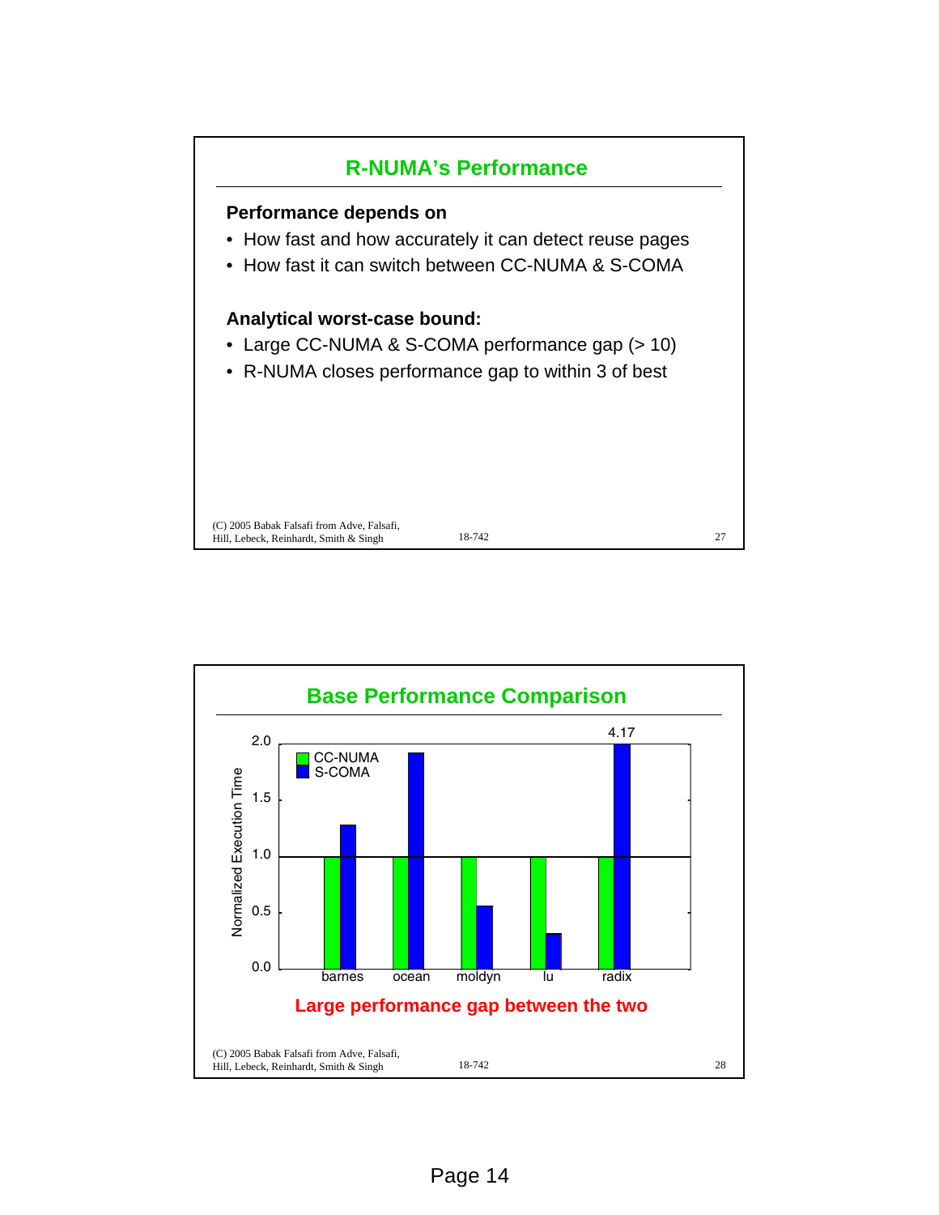## R-NUMA's Performance

**Performance depends on**

- How fast and how accurately it can detect reuse pages
- How fast it can switch between CC-NUMA & S-COMA

**Analytical worst-case bound:**

- Large CC-NUMA & S-COMA performance gap (> 10)
- R-NUMA closes performance gap to within 3 of best

(C) 2005 Babak Falsafi from Adve, Falsafi, Hill, Lebeck, Reinhardt, Smith & Singh

## Base Performance Comparison

Normalized Execution Time

| Benchmark | CC-NUMA | S-COMA |
| --- | --- | --- |
| barnes | 1.0 | ~1.28 |
| ocean | 1.0 | ~1.92 |
| moldyn | 1.0 | ~0.56 |
| lu | 1.0 | ~0.31 |
| radix | 1.0 | 4.17 |

**Large performance gap between the two**

(C) 2005 Babak Falsafi from Adve, Falsafi, Hill, Lebeck, Reinhardt, Smith & Singh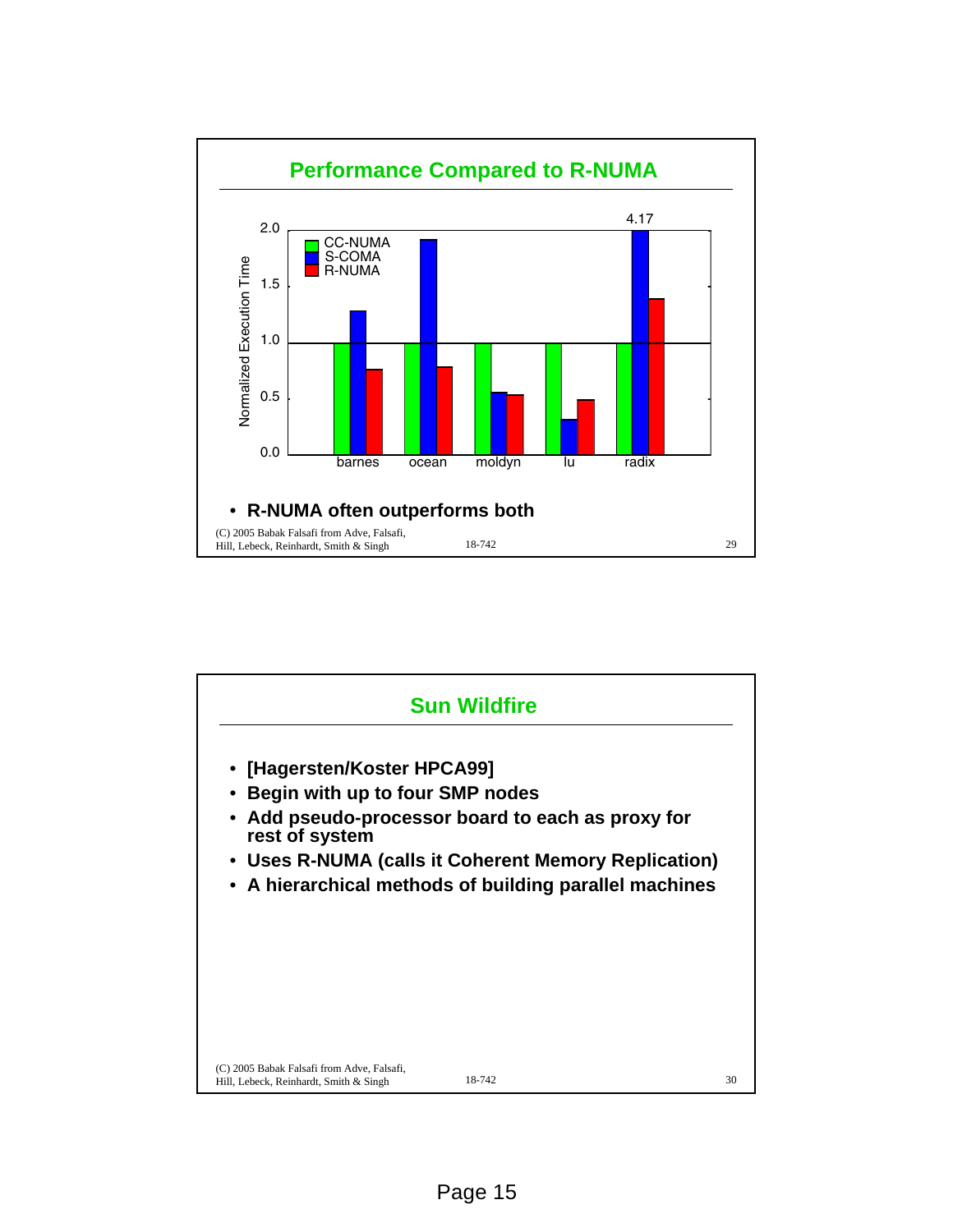## Performance Compared to R-NUMA

Normalized Execution Time

2.0
1.5
1.0
0.5
0.0

CC-NUMA
S-COMA
R-NUMA

4.17

barnes
ocean
moldyn
lu
radix

- **R-NUMA often outperforms both**

(C) 2005 Babak Falsafi from Adve, Falsafi, Hill, Lebeck, Reinhardt, Smith & Singh

## Sun Wildfire

- **[Hagersten/Koster HPCA99]**
- **Begin with up to four SMP nodes**
- **Add pseudo-processor board to each as proxy for rest of system**
- **Uses R-NUMA (calls it Coherent Memory Replication)**
- **A hierarchical methods of building parallel machines**

(C) 2005 Babak Falsafi from Adve, Falsafi, Hill, Lebeck, Reinhardt, Smith & Singh